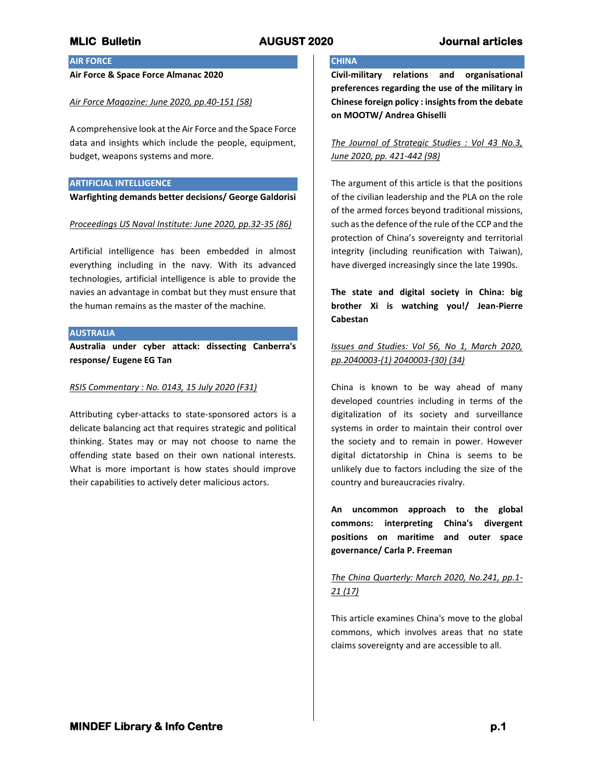## AIR FORCE

**Air Force & Space Force Almanac 2020**

*Air Force Magazine: June 2020, pp.40-151 (58)*

A comprehensive look at the Air Force and the Space Force data and insights which include the people, equipment, budget, weapons systems and more.

## ARTIFICIAL INTELLIGENCE

**Warfighting demands better decisions/ George Galdorisi**

*Proceedings US Naval Institute: June 2020, pp.32-35 (86)*

Artificial intelligence has been embedded in almost everything including in the navy. With its advanced technologies, artificial intelligence is able to provide the navies an advantage in combat but they must ensure that the human remains as the master of the machine.

## AUSTRALIA

**Australia under cyber attack: dissecting Canberra's response/ Eugene EG Tan**

*RSIS Commentary : No. 0143, 15 July 2020 (F31)*

Attributing cyber-attacks to state-sponsored actors is a delicate balancing act that requires strategic and political thinking. States may or may not choose to name the offending state based on their own national interests. What is more important is how states should improve their capabilities to actively deter malicious actors.

## CHINA

**Civil-military relations and organisational preferences regarding the use of the military in Chinese foreign policy : insights from the debate on MOOTW/ Andrea Ghiselli**

*The Journal of Strategic Studies : Vol 43 No.3, June 2020, pp. 421-442 (98)*

The argument of this article is that the positions of the civilian leadership and the PLA on the role of the armed forces beyond traditional missions, such as the defence of the rule of the CCP and the protection of China's sovereignty and territorial integrity (including reunification with Taiwan), have diverged increasingly since the late 1990s.

**The state and digital society in China: big brother Xi is watching you!/ Jean-Pierre Cabestan**

*Issues and Studies: Vol 56, No 1, March 2020, pp.2040003-(1) 2040003-(30) (34)*

China is known to be way ahead of many developed countries including in terms of the digitalization of its society and surveillance systems in order to maintain their control over the society and to remain in power. However digital dictatorship in China is seems to be unlikely due to factors including the size of the country and bureaucracies rivalry.

**An uncommon approach to the global commons: interpreting China's divergent positions on maritime and outer space governance/ Carla P. Freeman**

*The China Quarterly: March 2020, No.241, pp.1-21 (17)*

This article examines China's move to the global commons, which involves areas that no state claims sovereignty and are accessible to all.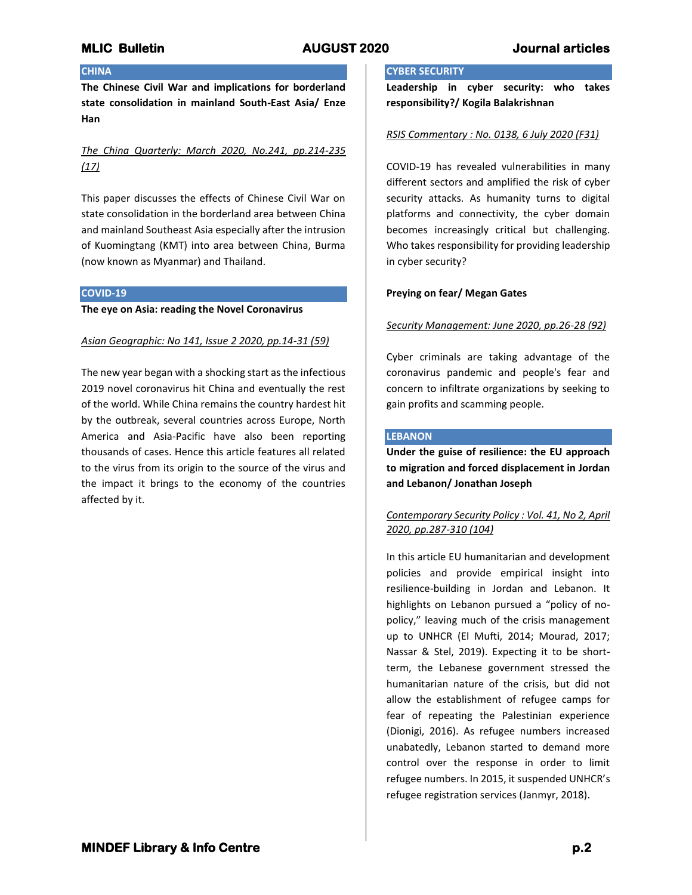## CHINA

**The Chinese Civil War and implications for borderland state consolidation in mainland South-East Asia/ Enze Han**

*The China Quarterly: March 2020, No.241, pp.214-235 (17)*

This paper discusses the effects of Chinese Civil War on state consolidation in the borderland area between China and mainland Southeast Asia especially after the intrusion of Kuomingtang (KMT) into area between China, Burma (now known as Myanmar) and Thailand.

## COVID-19

**The eye on Asia: reading the Novel Coronavirus**

*Asian Geographic: No 141, Issue 2 2020, pp.14-31 (59)*

The new year began with a shocking start as the infectious 2019 novel coronavirus hit China and eventually the rest of the world. While China remains the country hardest hit by the outbreak, several countries across Europe, North America and Asia-Pacific have also been reporting thousands of cases. Hence this article features all related to the virus from its origin to the source of the virus and the impact it brings to the economy of the countries affected by it.

## CYBER SECURITY

**Leadership in cyber security: who takes responsibility?/ Kogila Balakrishnan**

*RSIS Commentary : No. 0138, 6 July 2020 (F31)*

COVID-19 has revealed vulnerabilities in many different sectors and amplified the risk of cyber security attacks. As humanity turns to digital platforms and connectivity, the cyber domain becomes increasingly critical but challenging. Who takes responsibility for providing leadership in cyber security?

**Preying on fear/ Megan Gates**

*Security Management: June 2020, pp.26-28 (92)*

Cyber criminals are taking advantage of the coronavirus pandemic and people's fear and concern to infiltrate organizations by seeking to gain profits and scamming people.

## LEBANON

**Under the guise of resilience: the EU approach to migration and forced displacement in Jordan and Lebanon/ Jonathan Joseph**

*Contemporary Security Policy : Vol. 41, No 2, April 2020, pp.287-310 (104)*

In this article EU humanitarian and development policies and provide empirical insight into resilience-building in Jordan and Lebanon. It highlights on Lebanon pursued a "policy of no-policy," leaving much of the crisis management up to UNHCR (El Mufti, 2014; Mourad, 2017; Nassar & Stel, 2019). Expecting it to be short-term, the Lebanese government stressed the humanitarian nature of the crisis, but did not allow the establishment of refugee camps for fear of repeating the Palestinian experience (Dionigi, 2016). As refugee numbers increased unabatedly, Lebanon started to demand more control over the response in order to limit refugee numbers. In 2015, it suspended UNHCR's refugee registration services (Janmyr, 2018).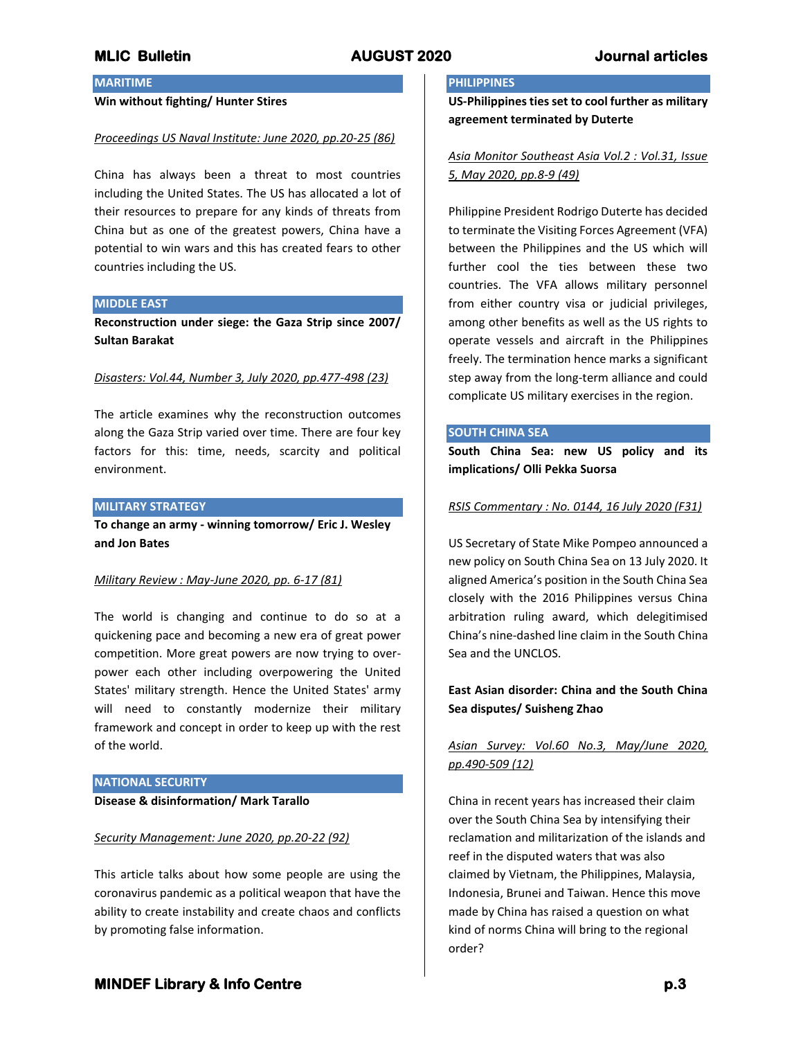## MARITIME

**Win without fighting/ Hunter Stires**

*Proceedings US Naval Institute: June 2020, pp.20-25 (86)*

China has always been a threat to most countries including the United States. The US has allocated a lot of their resources to prepare for any kinds of threats from China but as one of the greatest powers, China have a potential to win wars and this has created fears to other countries including the US.

## MIDDLE EAST

**Reconstruction under siege: the Gaza Strip since 2007/ Sultan Barakat**

*Disasters: Vol.44, Number 3, July 2020, pp.477-498 (23)*

The article examines why the reconstruction outcomes along the Gaza Strip varied over time. There are four key factors for this: time, needs, scarcity and political environment.

## MILITARY STRATEGY

**To change an army - winning tomorrow/ Eric J. Wesley and Jon Bates**

*Military Review : May-June 2020, pp. 6-17 (81)*

The world is changing and continue to do so at a quickening pace and becoming a new era of great power competition. More great powers are now trying to over-power each other including overpowering the United States' military strength. Hence the United States' army will need to constantly modernize their military framework and concept in order to keep up with the rest of the world.

## NATIONAL SECURITY

**Disease & disinformation/ Mark Tarallo**

*Security Management: June 2020, pp.20-22 (92)*

This article talks about how some people are using the coronavirus pandemic as a political weapon that have the ability to create instability and create chaos and conflicts by promoting false information.

## PHILIPPINES

**US-Philippines ties set to cool further as military agreement terminated by Duterte**

*Asia Monitor Southeast Asia Vol.2 : Vol.31, Issue 5, May 2020, pp.8-9 (49)*

Philippine President Rodrigo Duterte has decided to terminate the Visiting Forces Agreement (VFA) between the Philippines and the US which will further cool the ties between these two countries. The VFA allows military personnel from either country visa or judicial privileges, among other benefits as well as the US rights to operate vessels and aircraft in the Philippines freely. The termination hence marks a significant step away from the long-term alliance and could complicate US military exercises in the region.

## SOUTH CHINA SEA

**South China Sea: new US policy and its implications/ Olli Pekka Suorsa**

*RSIS Commentary : No. 0144, 16 July 2020 (F31)*

US Secretary of State Mike Pompeo announced a new policy on South China Sea on 13 July 2020. It aligned America's position in the South China Sea closely with the 2016 Philippines versus China arbitration ruling award, which delegitimised China's nine-dashed line claim in the South China Sea and the UNCLOS.

**East Asian disorder: China and the South China Sea disputes/ Suisheng Zhao**

*Asian Survey: Vol.60 No.3, May/June 2020, pp.490-509 (12)*

China in recent years has increased their claim over the South China Sea by intensifying their reclamation and militarization of the islands and reef in the disputed waters that was also claimed by Vietnam, the Philippines, Malaysia, Indonesia, Brunei and Taiwan. Hence this move made by China has raised a question on what kind of norms China will bring to the regional order?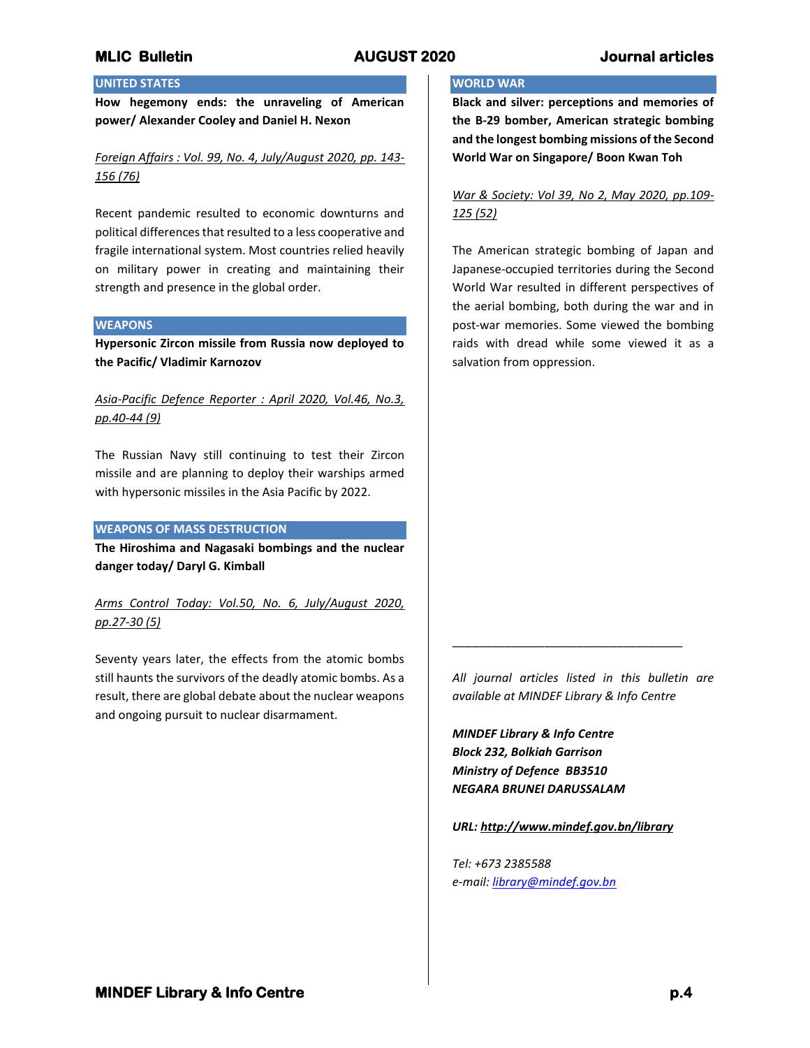## UNITED STATES

**How hegemony ends: the unraveling of American power/ Alexander Cooley and Daniel H. Nexon**

*Foreign Affairs : Vol. 99, No. 4, July/August 2020, pp. 143-156 (76)*

Recent pandemic resulted to economic downturns and political differences that resulted to a less cooperative and fragile international system. Most countries relied heavily on military power in creating and maintaining their strength and presence in the global order.

## WEAPONS

**Hypersonic Zircon missile from Russia now deployed to the Pacific/ Vladimir Karnozov**

*Asia-Pacific Defence Reporter : April 2020, Vol.46, No.3, pp.40-44 (9)*

The Russian Navy still continuing to test their Zircon missile and are planning to deploy their warships armed with hypersonic missiles in the Asia Pacific by 2022.

## WEAPONS OF MASS DESTRUCTION

**The Hiroshima and Nagasaki bombings and the nuclear danger today/ Daryl G. Kimball**

*Arms Control Today: Vol.50, No. 6, July/August 2020, pp.27-30 (5)*

Seventy years later, the effects from the atomic bombs still haunts the survivors of the deadly atomic bombs. As a result, there are global debate about the nuclear weapons and ongoing pursuit to nuclear disarmament.

## WORLD WAR

**Black and silver: perceptions and memories of the B-29 bomber, American strategic bombing and the longest bombing missions of the Second World War on Singapore/ Boon Kwan Toh**

*War & Society: Vol 39, No 2, May 2020, pp.109-125 (52)*

The American strategic bombing of Japan and Japanese-occupied territories during the Second World War resulted in different perspectives of the aerial bombing, both during the war and in post-war memories. Some viewed the bombing raids with dread while some viewed it as a salvation from oppression.

---

*All journal articles listed in this bulletin are available at MINDEF Library & Info Centre*

***MINDEF Library & Info Centre***
***Block 232, Bolkiah Garrison***
***Ministry of Defence BB3510***
***NEGARA BRUNEI DARUSSALAM***

*URL:* ***http://www.mindef.gov.bn/library***

*Tel: +673 2385588*
*e-mail: library@mindef.gov.bn*